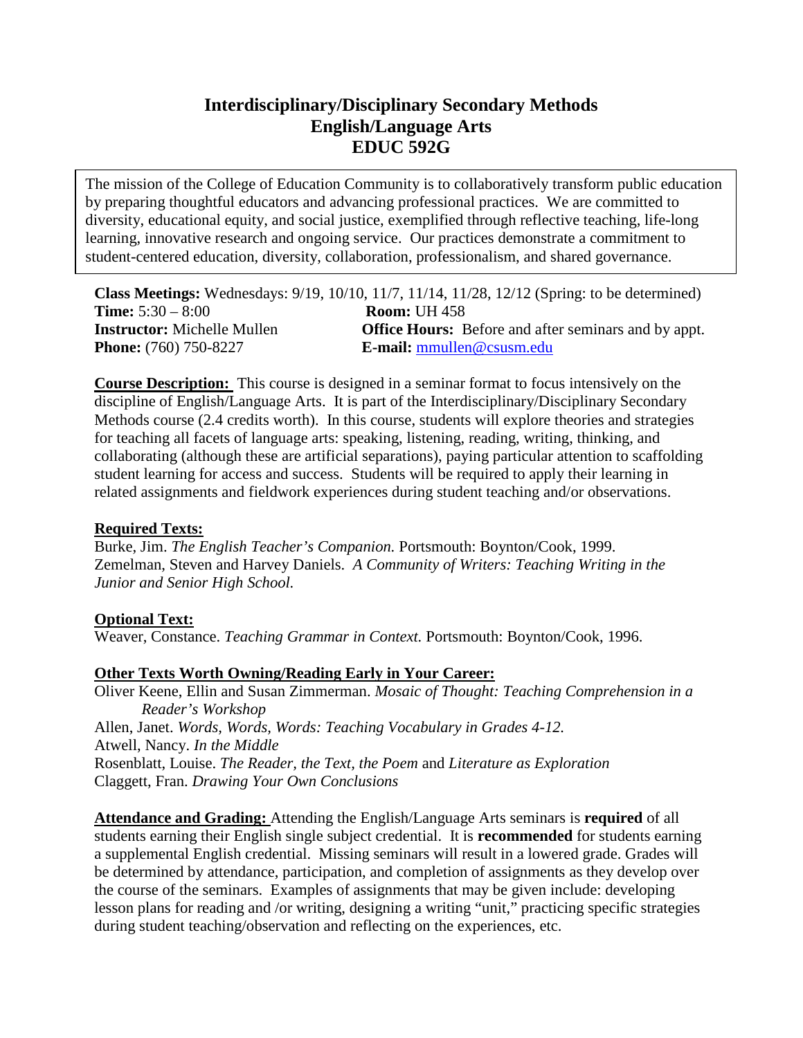# Interdisciplinary/Disciplinary Secondary Methods
# English/Language Arts
# EDUC 592G

The mission of the College of Education Community is to collaboratively transform public education by preparing thoughtful educators and advancing professional practices. We are committed to diversity, educational equity, and social justice, exemplified through reflective teaching, life-long learning, innovative research and ongoing service. Our practices demonstrate a commitment to student-centered education, diversity, collaboration, professionalism, and shared governance.

**Class Meetings:** Wednesdays: 9/19, 10/10, 11/7, 11/14, 11/28, 12/12 (Spring: to be determined)
**Time:** 5:30 – 8:00 **Room:** UH 458
**Instructor:** Michelle Mullen **Office Hours:** Before and after seminars and by appt.
**Phone:** (760) 750-8227 **E-mail:** mmullen@csusm.edu

**Course Description:** This course is designed in a seminar format to focus intensively on the discipline of English/Language Arts. It is part of the Interdisciplinary/Disciplinary Secondary Methods course (2.4 credits worth). In this course, students will explore theories and strategies for teaching all facets of language arts: speaking, listening, reading, writing, thinking, and collaborating (although these are artificial separations), paying particular attention to scaffolding student learning for access and success. Students will be required to apply their learning in related assignments and fieldwork experiences during student teaching and/or observations.

**Required Texts:**
Burke, Jim. *The English Teacher's Companion.* Portsmouth: Boynton/Cook, 1999.
Zemelman, Steven and Harvey Daniels. *A Community of Writers: Teaching Writing in the Junior and Senior High School.*

**Optional Text:**
Weaver, Constance. *Teaching Grammar in Context.* Portsmouth: Boynton/Cook, 1996.

**Other Texts Worth Owning/Reading Early in Your Career:**
Oliver Keene, Ellin and Susan Zimmerman. *Mosaic of Thought: Teaching Comprehension in a Reader's Workshop*
Allen, Janet. *Words, Words, Words: Teaching Vocabulary in Grades 4-12.*
Atwell, Nancy. *In the Middle*
Rosenblatt, Louise. *The Reader, the Text, the Poem* and *Literature as Exploration*
Claggett, Fran. *Drawing Your Own Conclusions*

**Attendance and Grading:** Attending the English/Language Arts seminars is **required** of all students earning their English single subject credential. It is **recommended** for students earning a supplemental English credential. Missing seminars will result in a lowered grade. Grades will be determined by attendance, participation, and completion of assignments as they develop over the course of the seminars. Examples of assignments that may be given include: developing lesson plans for reading and /or writing, designing a writing "unit," practicing specific strategies during student teaching/observation and reflecting on the experiences, etc.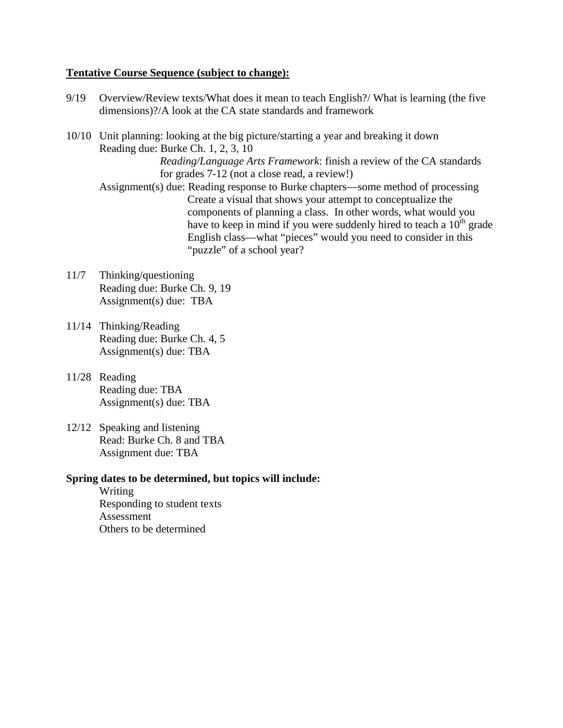**Tentative Course Sequence (subject to change):**

9/19 Overview/Review texts/What does it mean to teach English?/ What is learning (the five dimensions)?/A look at the CA state standards and framework

10/10 Unit planning: looking at the big picture/starting a year and breaking it down
Reading due: Burke Ch. 1, 2, 3, 10
*Reading/Language Arts Framework*: finish a review of the CA standards for grades 7-12 (not a close read, a review!)
Assignment(s) due: Reading response to Burke chapters—some method of processing
Create a visual that shows your attempt to conceptualize the components of planning a class. In other words, what would you have to keep in mind if you were suddenly hired to teach a $10^{th}$ grade English class—what "pieces" would you need to consider in this "puzzle" of a school year?

11/7 Thinking/questioning
Reading due: Burke Ch. 9, 19
Assignment(s) due: TBA

11/14 Thinking/Reading
Reading due: Burke Ch. 4, 5
Assignment(s) due: TBA

11/28 Reading
Reading due: TBA
Assignment(s) due: TBA

12/12 Speaking and listening
Read: Burke Ch. 8 and TBA
Assignment due: TBA

**Spring dates to be determined, but topics will include:**

Writing
Responding to student texts
Assessment
Others to be determined